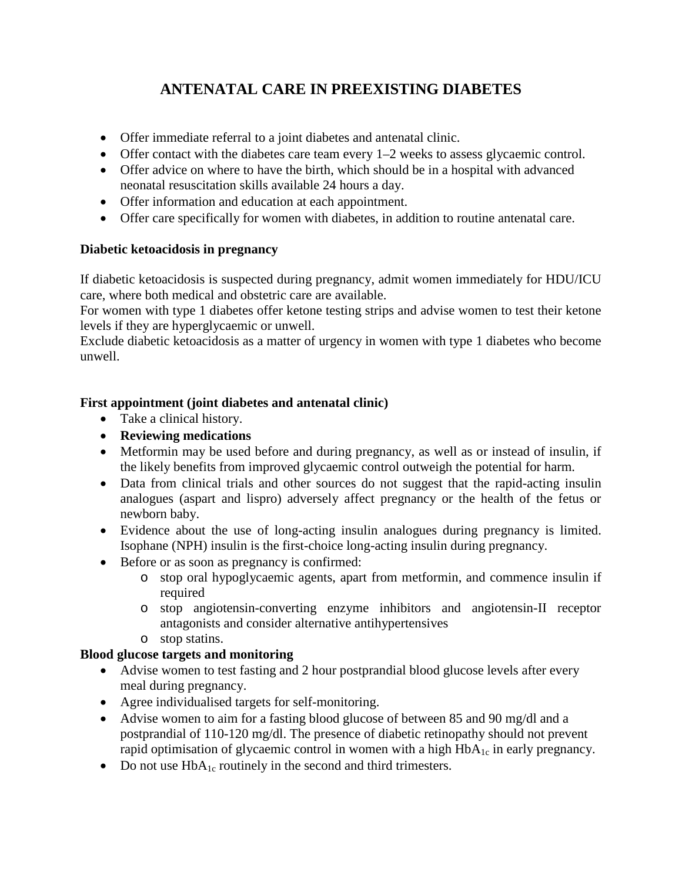# ANTENATAL CARE IN PREEXISTING DIABETES

- Offer immediate referral to a joint diabetes and antenatal clinic.
- Offer contact with the diabetes care team every 1–2 weeks to assess glycaemic control.
- Offer advice on where to have the birth, which should be in a hospital with advanced neonatal resuscitation skills available 24 hours a day.
- Offer information and education at each appointment.
- Offer care specifically for women with diabetes, in addition to routine antenatal care.

**Diabetic ketoacidosis in pregnancy**

If diabetic ketoacidosis is suspected during pregnancy, admit women immediately for HDU/ICU care, where both medical and obstetric care are available.
For women with type 1 diabetes offer ketone testing strips and advise women to test their ketone levels if they are hyperglycaemic or unwell.
Exclude diabetic ketoacidosis as a matter of urgency in women with type 1 diabetes who become unwell.

**First appointment (joint diabetes and antenatal clinic)**

- Take a clinical history.
- **Reviewing medications**
- Metformin may be used before and during pregnancy, as well as or instead of insulin, if the likely benefits from improved glycaemic control outweigh the potential for harm.
- Data from clinical trials and other sources do not suggest that the rapid-acting insulin analogues (aspart and lispro) adversely affect pregnancy or the health of the fetus or newborn baby.
- Evidence about the use of long-acting insulin analogues during pregnancy is limited. Isophane (NPH) insulin is the first-choice long-acting insulin during pregnancy.
- Before or as soon as pregnancy is confirmed:
  - stop oral hypoglycaemic agents, apart from metformin, and commence insulin if required
  - stop angiotensin-converting enzyme inhibitors and angiotensin-II receptor antagonists and consider alternative antihypertensives
  - stop statins.

**Blood glucose targets and monitoring**

- Advise women to test fasting and 2 hour postprandial blood glucose levels after every meal during pregnancy.
- Agree individualised targets for self-monitoring.
- Advise women to aim for a fasting blood glucose of between 85 and 90 mg/dl and a postprandial of 110-120 mg/dl. The presence of diabetic retinopathy should not prevent rapid optimisation of glycaemic control in women with a high $HbA_{1c}$ in early pregnancy.
- Do not use $HbA_{1c}$ routinely in the second and third trimesters.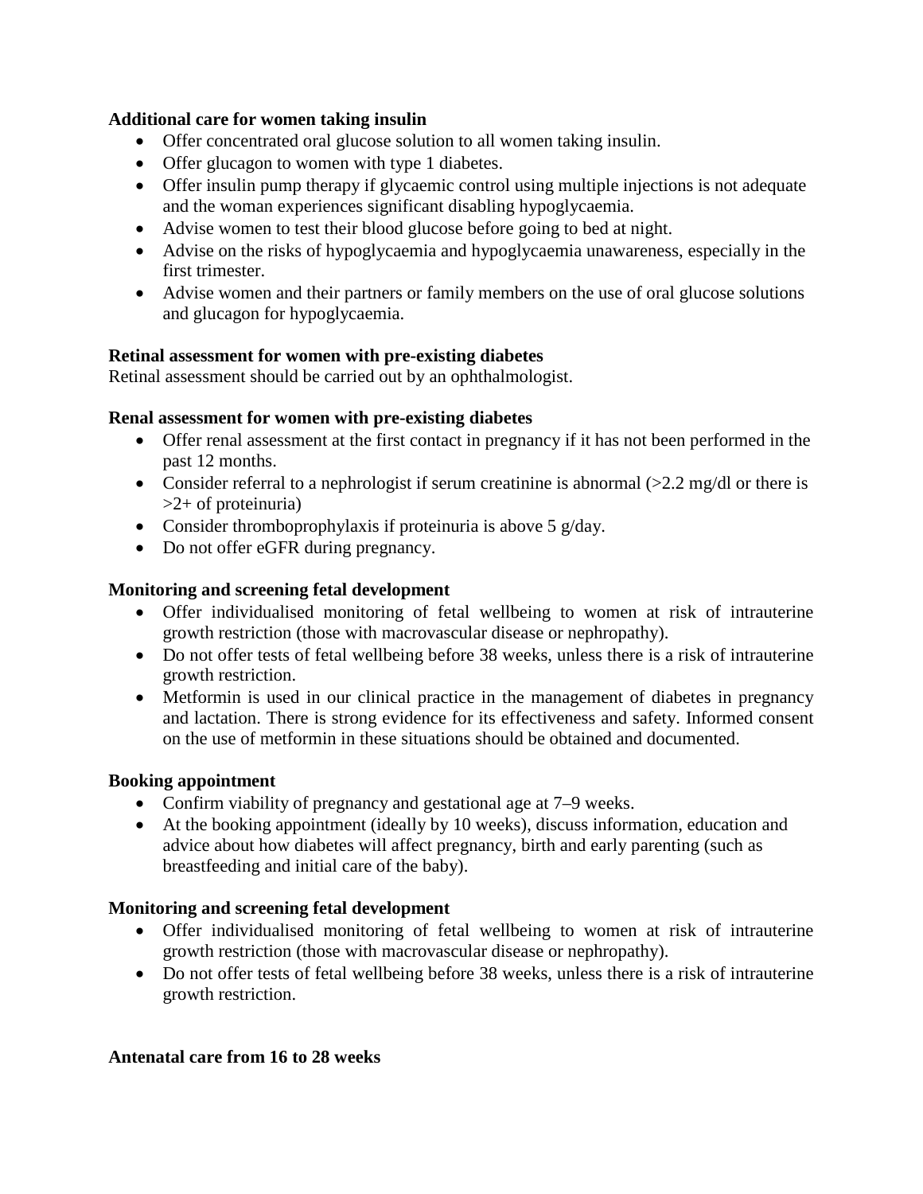**Additional care for women taking insulin**

- Offer concentrated oral glucose solution to all women taking insulin.
- Offer glucagon to women with type 1 diabetes.
- Offer insulin pump therapy if glycaemic control using multiple injections is not adequate and the woman experiences significant disabling hypoglycaemia.
- Advise women to test their blood glucose before going to bed at night.
- Advise on the risks of hypoglycaemia and hypoglycaemia unawareness, especially in the first trimester.
- Advise women and their partners or family members on the use of oral glucose solutions and glucagon for hypoglycaemia.

**Retinal assessment for women with pre-existing diabetes**

Retinal assessment should be carried out by an ophthalmologist.

**Renal assessment for women with pre-existing diabetes**

- Offer renal assessment at the first contact in pregnancy if it has not been performed in the past 12 months.
- Consider referral to a nephrologist if serum creatinine is abnormal (>2.2 mg/dl or there is >2+ of proteinuria)
- Consider thromboprophylaxis if proteinuria is above 5 g/day.
- Do not offer eGFR during pregnancy.

**Monitoring and screening fetal development**

- Offer individualised monitoring of fetal wellbeing to women at risk of intrauterine growth restriction (those with macrovascular disease or nephropathy).
- Do not offer tests of fetal wellbeing before 38 weeks, unless there is a risk of intrauterine growth restriction.
- Metformin is used in our clinical practice in the management of diabetes in pregnancy and lactation. There is strong evidence for its effectiveness and safety. Informed consent on the use of metformin in these situations should be obtained and documented.

**Booking appointment**

- Confirm viability of pregnancy and gestational age at 7–9 weeks.
- At the booking appointment (ideally by 10 weeks), discuss information, education and advice about how diabetes will affect pregnancy, birth and early parenting (such as breastfeeding and initial care of the baby).

**Monitoring and screening fetal development**

- Offer individualised monitoring of fetal wellbeing to women at risk of intrauterine growth restriction (those with macrovascular disease or nephropathy).
- Do not offer tests of fetal wellbeing before 38 weeks, unless there is a risk of intrauterine growth restriction.

**Antenatal care from 16 to 28 weeks**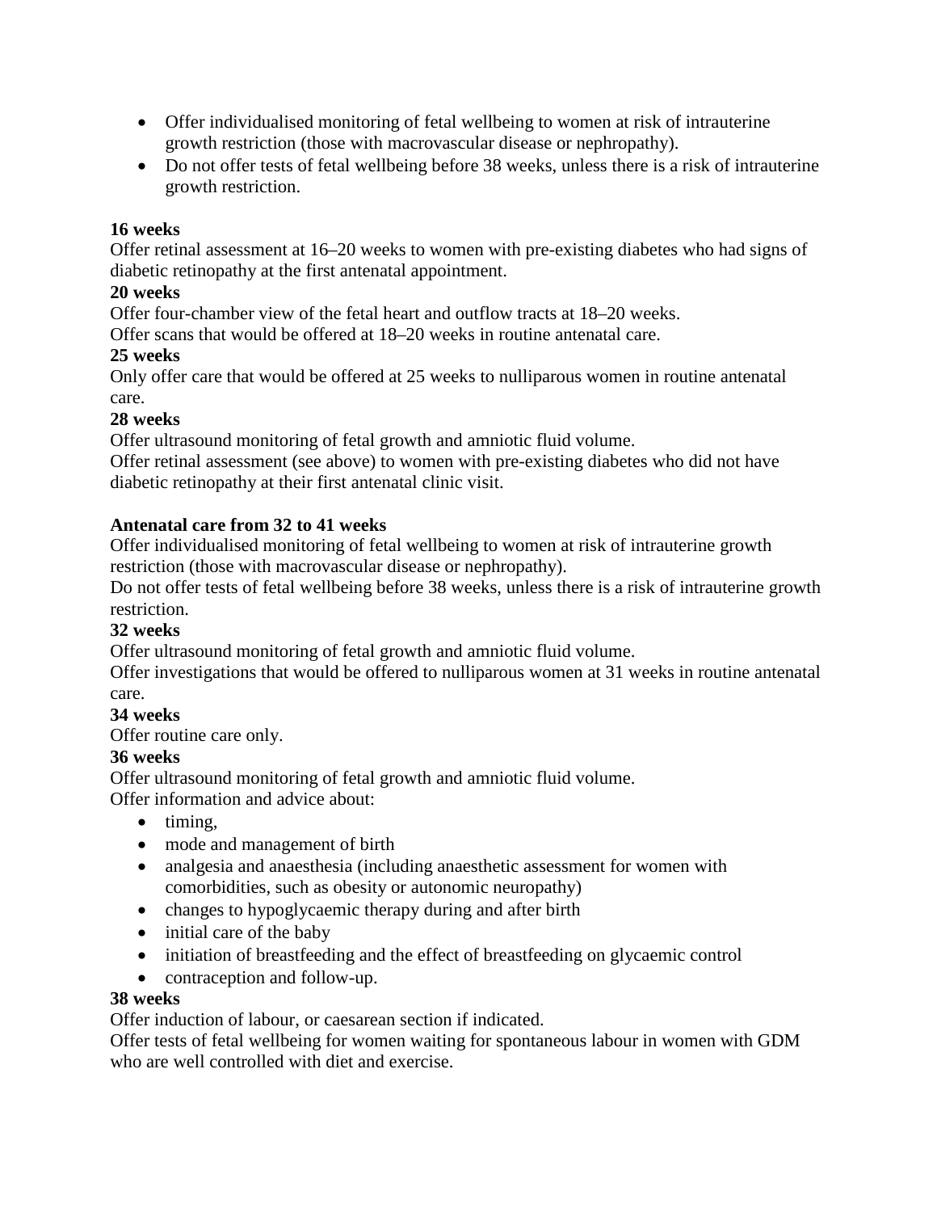- Offer individualised monitoring of fetal wellbeing to women at risk of intrauterine growth restriction (those with macrovascular disease or nephropathy).
- Do not offer tests of fetal wellbeing before 38 weeks, unless there is a risk of intrauterine growth restriction.

**16 weeks**

Offer retinal assessment at 16–20 weeks to women with pre-existing diabetes who had signs of diabetic retinopathy at the first antenatal appointment.

**20 weeks**

Offer four-chamber view of the fetal heart and outflow tracts at 18–20 weeks.

Offer scans that would be offered at 18–20 weeks in routine antenatal care.

**25 weeks**

Only offer care that would be offered at 25 weeks to nulliparous women in routine antenatal care.

**28 weeks**

Offer ultrasound monitoring of fetal growth and amniotic fluid volume.

Offer retinal assessment (see above) to women with pre-existing diabetes who did not have diabetic retinopathy at their first antenatal clinic visit.

**Antenatal care from 32 to 41 weeks**

Offer individualised monitoring of fetal wellbeing to women at risk of intrauterine growth restriction (those with macrovascular disease or nephropathy).

Do not offer tests of fetal wellbeing before 38 weeks, unless there is a risk of intrauterine growth restriction.

**32 weeks**

Offer ultrasound monitoring of fetal growth and amniotic fluid volume.

Offer investigations that would be offered to nulliparous women at 31 weeks in routine antenatal care.

**34 weeks**

Offer routine care only.

**36 weeks**

Offer ultrasound monitoring of fetal growth and amniotic fluid volume.

Offer information and advice about:

- timing,
- mode and management of birth
- analgesia and anaesthesia (including anaesthetic assessment for women with comorbidities, such as obesity or autonomic neuropathy)
- changes to hypoglycaemic therapy during and after birth
- initial care of the baby
- initiation of breastfeeding and the effect of breastfeeding on glycaemic control
- contraception and follow-up.

**38 weeks**

Offer induction of labour, or caesarean section if indicated.

Offer tests of fetal wellbeing for women waiting for spontaneous labour in women with GDM who are well controlled with diet and exercise.